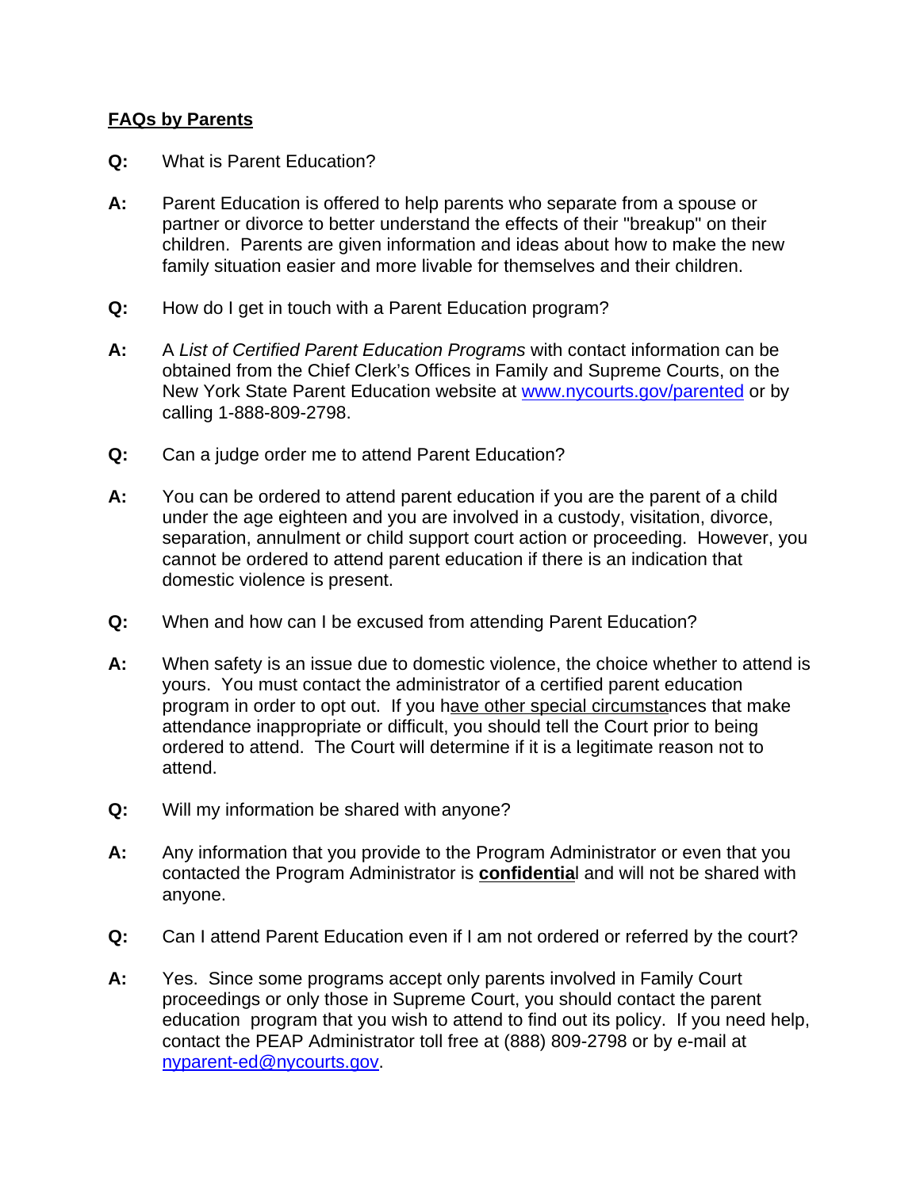**FAQs by Parents**

**Q:** What is Parent Education?

**A:** Parent Education is offered to help parents who separate from a spouse or partner or divorce to better understand the effects of their "breakup" on their children. Parents are given information and ideas about how to make the new family situation easier and more livable for themselves and their children.

**Q:** How do I get in touch with a Parent Education program?

**A:** A *List of Certified Parent Education Programs* with contact information can be obtained from the Chief Clerk's Offices in Family and Supreme Courts, on the New York State Parent Education website at www.nycourts.gov/parented or by calling 1-888-809-2798.

**Q:** Can a judge order me to attend Parent Education?

**A:** You can be ordered to attend parent education if you are the parent of a child under the age eighteen and you are involved in a custody, visitation, divorce, separation, annulment or child support court action or proceeding. However, you cannot be ordered to attend parent education if there is an indication that domestic violence is present.

**Q:** When and how can I be excused from attending Parent Education?

**A:** When safety is an issue due to domestic violence, the choice whether to attend is yours. You must contact the administrator of a certified parent education program in order to opt out. If you have other special circumstances that make attendance inappropriate or difficult, you should tell the Court prior to being ordered to attend. The Court will determine if it is a legitimate reason not to attend.

**Q:** Will my information be shared with anyone?

**A:** Any information that you provide to the Program Administrator or even that you contacted the Program Administrator is **confidential** and will not be shared with anyone.

**Q:** Can I attend Parent Education even if I am not ordered or referred by the court?

**A:** Yes. Since some programs accept only parents involved in Family Court proceedings or only those in Supreme Court, you should contact the parent education program that you wish to attend to find out its policy. If you need help, contact the PEAP Administrator toll free at (888) 809-2798 or by e-mail at nyparent-ed@nycourts.gov.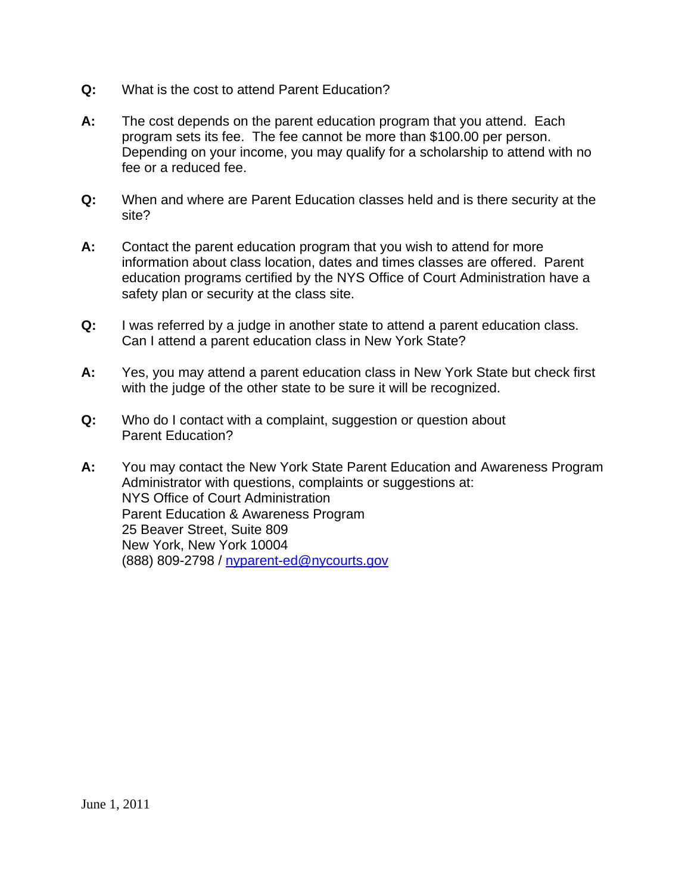**Q:** What is the cost to attend Parent Education?

**A:** The cost depends on the parent education program that you attend. Each program sets its fee. The fee cannot be more than $100.00 per person. Depending on your income, you may qualify for a scholarship to attend with no fee or a reduced fee.

**Q:** When and where are Parent Education classes held and is there security at the site?

**A:** Contact the parent education program that you wish to attend for more information about class location, dates and times classes are offered. Parent education programs certified by the NYS Office of Court Administration have a safety plan or security at the class site.

**Q:** I was referred by a judge in another state to attend a parent education class. Can I attend a parent education class in New York State?

**A:** Yes, you may attend a parent education class in New York State but check first with the judge of the other state to be sure it will be recognized.

**Q:** Who do I contact with a complaint, suggestion or question about Parent Education?

**A:** You may contact the New York State Parent Education and Awareness Program Administrator with questions, complaints or suggestions at:
NYS Office of Court Administration
Parent Education & Awareness Program
25 Beaver Street, Suite 809
New York, New York 10004
(888) 809-2798 / nyparent-ed@nycourts.gov

June 1, 2011